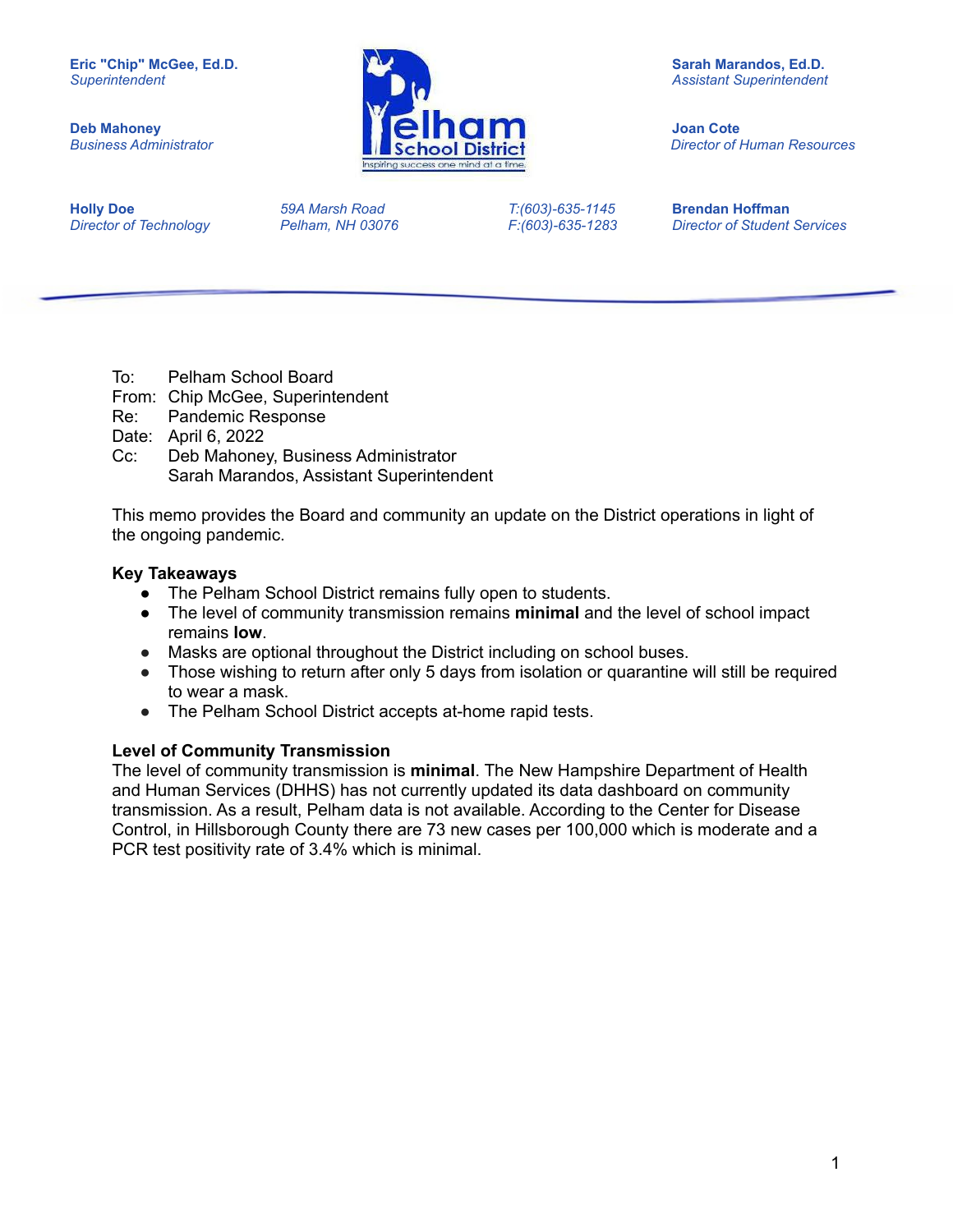**Eric "Chip" McGee, Ed.D.**
*Superintendent*

**Deb Mahoney**
*Business Administrator*

**Sarah Marandos, Ed.D.**
*Assistant Superintendent*

**Joan Cote**
*Director of Human Resources*

**Holly Doe**
*Director of Technology*

*59A Marsh Road*
*Pelham, NH 03076*

*T:(603)-635-1145*
*F:(603)-635-1283*

**Brendan Hoffman**
*Director of Student Services*

---

To: Pelham School Board
From: Chip McGee, Superintendent
Re: Pandemic Response
Date: April 6, 2022
Cc: Deb Mahoney, Business Administrator
Sarah Marandos, Assistant Superintendent

This memo provides the Board and community an update on the District operations in light of the ongoing pandemic.

**Key Takeaways**

- The Pelham School District remains fully open to students.
- The level of community transmission remains **minimal** and the level of school impact remains **low**.
- Masks are optional throughout the District including on school buses.
- Those wishing to return after only 5 days from isolation or quarantine will still be required to wear a mask.
- The Pelham School District accepts at-home rapid tests.

**Level of Community Transmission**

The level of community transmission is **minimal**. The New Hampshire Department of Health and Human Services (DHHS) has not currently updated its data dashboard on community transmission. As a result, Pelham data is not available. According to the Center for Disease Control, in Hillsborough County there are 73 new cases per 100,000 which is moderate and a PCR test positivity rate of 3.4% which is minimal.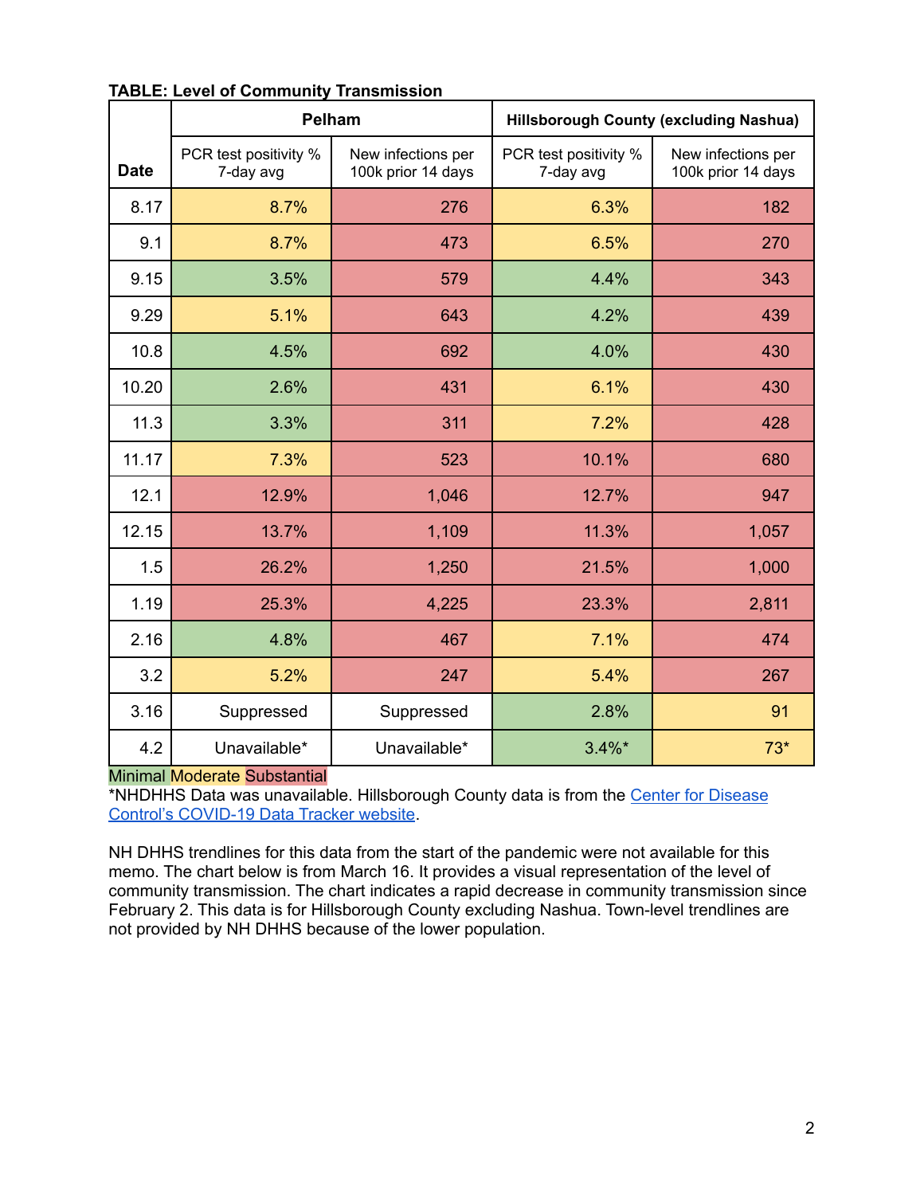**TABLE: Level of Community Transmission**

| Date | Pelham | | Hillsborough County (excluding Nashua) | |
|---|---|---|---|---|
| | PCR test positivity % 7-day avg | New infections per 100k prior 14 days | PCR test positivity % 7-day avg | New infections per 100k prior 14 days |
| 8.17 | 8.7% | 276 | 6.3% | 182 |
| 9.1 | 8.7% | 473 | 6.5% | 270 |
| 9.15 | 3.5% | 579 | 4.4% | 343 |
| 9.29 | 5.1% | 643 | 4.2% | 439 |
| 10.8 | 4.5% | 692 | 4.0% | 430 |
| 10.20 | 2.6% | 431 | 6.1% | 430 |
| 11.3 | 3.3% | 311 | 7.2% | 428 |
| 11.17 | 7.3% | 523 | 10.1% | 680 |
| 12.1 | 12.9% | 1,046 | 12.7% | 947 |
| 12.15 | 13.7% | 1,109 | 11.3% | 1,057 |
| 1.5 | 26.2% | 1,250 | 21.5% | 1,000 |
| 1.19 | 25.3% | 4,225 | 23.3% | 2,811 |
| 2.16 | 4.8% | 467 | 7.1% | 474 |
| 3.2 | 5.2% | 247 | 5.4% | 267 |
| 3.16 | Suppressed | Suppressed | 2.8% | 91 |
| 4.2 | Unavailable* | Unavailable* | 3.4%* | 73* |

Minimal Moderate Substantial

*NHDHHS Data was unavailable. Hillsborough County data is from the Center for Disease Control's COVID-19 Data Tracker website.

NH DHHS trendlines for this data from the start of the pandemic were not available for this memo. The chart below is from March 16. It provides a visual representation of the level of community transmission. The chart indicates a rapid decrease in community transmission since February 2. This data is for Hillsborough County excluding Nashua. Town-level trendlines are not provided by NH DHHS because of the lower population.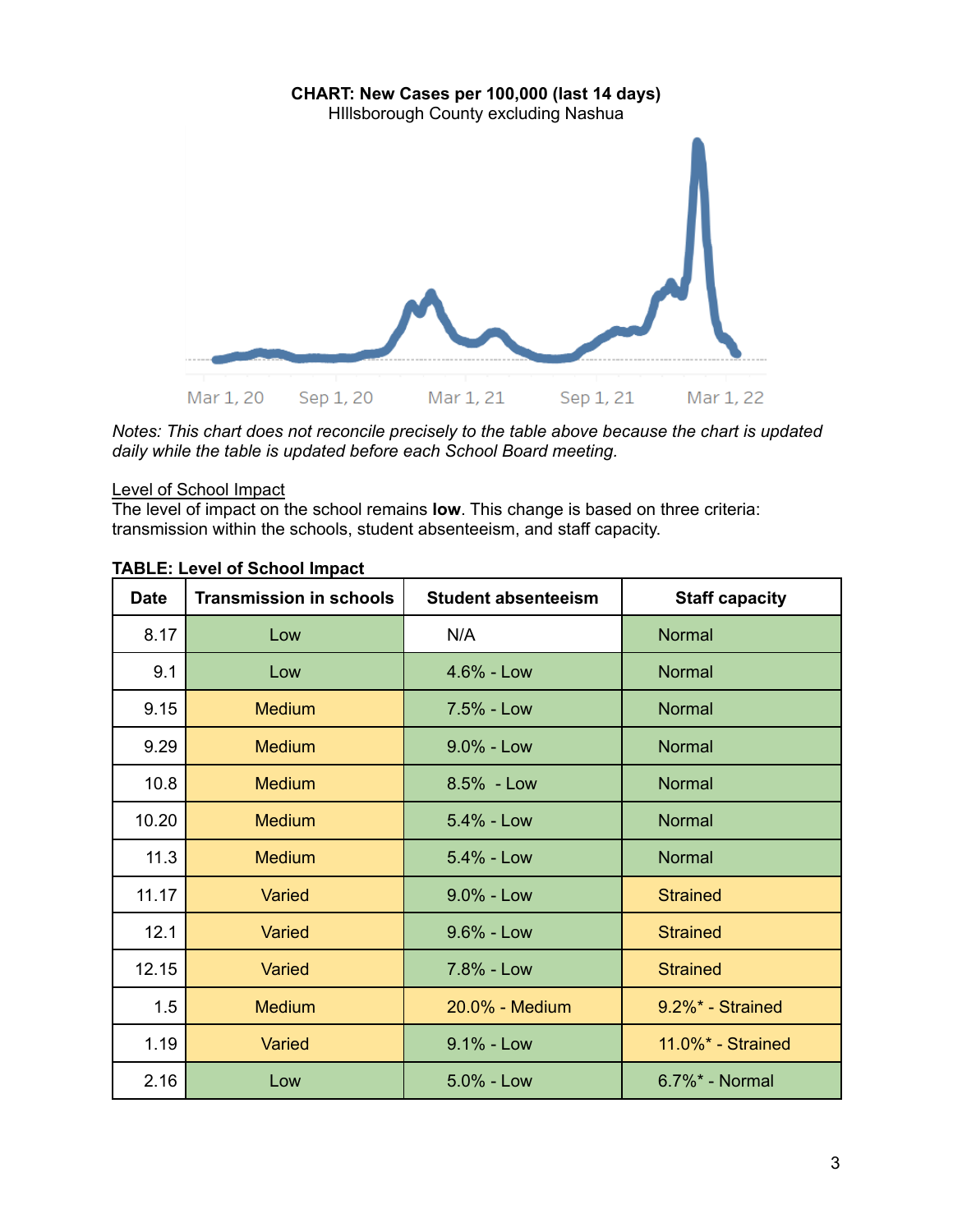**CHART: New Cases per 100,000 (last 14 days)**
HIllsborough County excluding Nashua

Mar 1, 20   Sep 1, 20   Mar 1, 21   Sep 1, 21   Mar 1, 22

*Notes: This chart does not reconcile precisely to the table above because the chart is updated daily while the table is updated before each School Board meeting.*

<u>Level of School Impact</u>
The level of impact on the school remains **low**. This change is based on three criteria: transmission within the schools, student absenteeism, and staff capacity.

**TABLE: Level of School Impact**

| Date | Transmission in schools | Student absenteeism | Staff capacity |
|---|---|---|---|
| 8.17 | Low | N/A | Normal |
| 9.1 | Low | 4.6% - Low | Normal |
| 9.15 | Medium | 7.5% - Low | Normal |
| 9.29 | Medium | 9.0% - Low | Normal |
| 10.8 | Medium | 8.5% - Low | Normal |
| 10.20 | Medium | 5.4% - Low | Normal |
| 11.3 | Medium | 5.4% - Low | Normal |
| 11.17 | Varied | 9.0% - Low | Strained |
| 12.1 | Varied | 9.6% - Low | Strained |
| 12.15 | Varied | 7.8% - Low | Strained |
| 1.5 | Medium | 20.0% - Medium | 9.2%* - Strained |
| 1.19 | Varied | 9.1% - Low | 11.0%* - Strained |
| 2.16 | Low | 5.0% - Low | 6.7%* - Normal |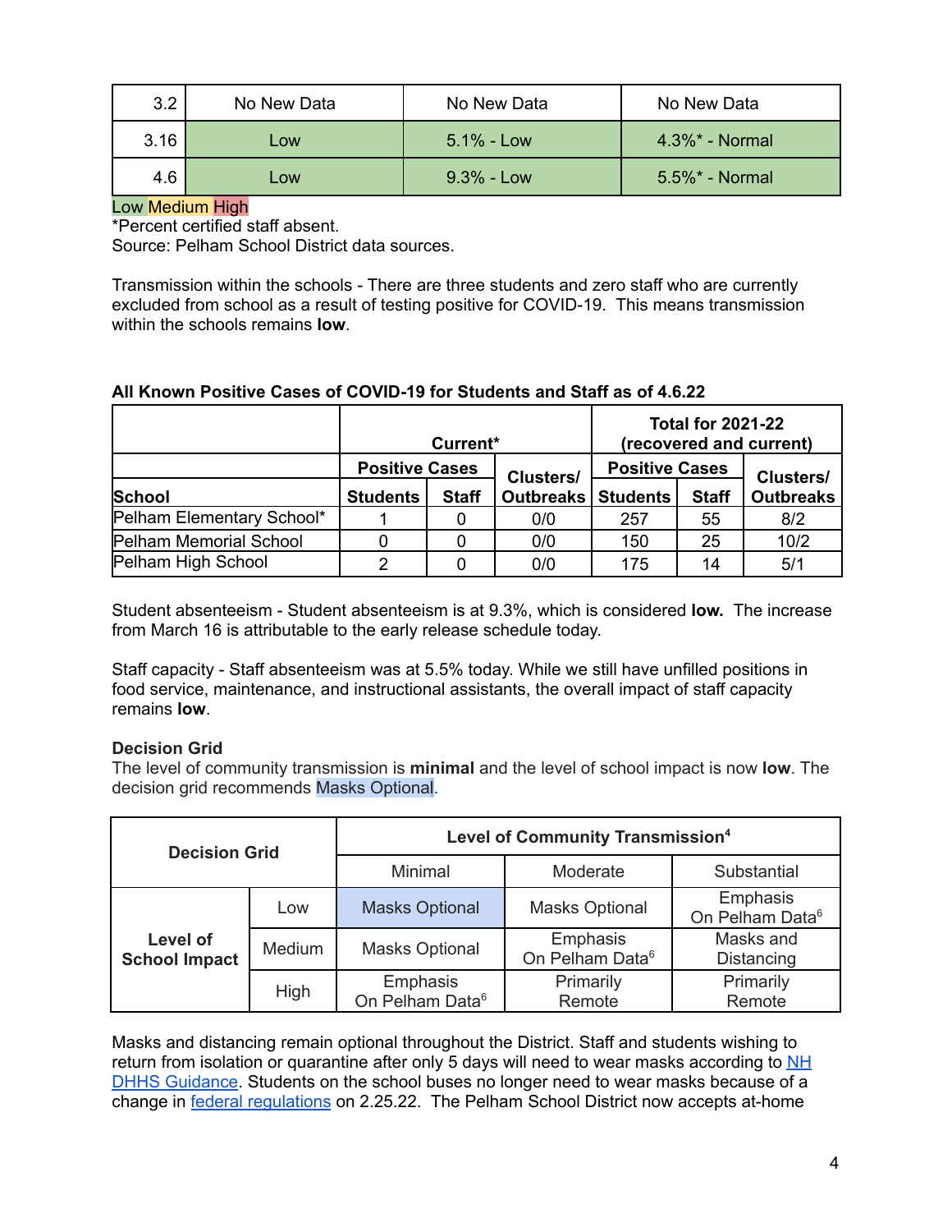| 3.2 | No New Data | No New Data | No New Data |
|---|---|---|---|
| 3.16 | Low | 5.1% - Low | 4.3%* - Normal |
| 4.6 | Low | 9.3% - Low | 5.5%* - Normal |

Low Medium High
*Percent certified staff absent.
Source: Pelham School District data sources.

Transmission within the schools - There are three students and zero staff who are currently excluded from school as a result of testing positive for COVID-19. This means transmission within the schools remains **low**.

**All Known Positive Cases of COVID-19 for Students and Staff as of 4.6.22**

| | Current* | | | Total for 2021-22 (recovered and current) | | |
|---|---|---|---|---|---|---|
| | Positive Cases | | Clusters/ Outbreaks | Positive Cases | | Clusters/ Outbreaks |
| **School** | **Students** | **Staff** | | **Students** | **Staff** | |
| Pelham Elementary School* | 1 | 0 | 0/0 | 257 | 55 | 8/2 |
| Pelham Memorial School | 0 | 0 | 0/0 | 150 | 25 | 10/2 |
| Pelham High School | 2 | 0 | 0/0 | 175 | 14 | 5/1 |

Student absenteeism - Student absenteeism is at 9.3%, which is considered **low.** The increase from March 16 is attributable to the early release schedule today.

Staff capacity - Staff absenteeism was at 5.5% today. While we still have unfilled positions in food service, maintenance, and instructional assistants, the overall impact of staff capacity remains **low**.

**Decision Grid**
The level of community transmission is **minimal** and the level of school impact is now **low**. The decision grid recommends Masks Optional.

| Decision Grid | | Level of Community Transmission[4] | | |
|---|---|---|---|---|
| | | Minimal | Moderate | Substantial |
| Level of School Impact | Low | Masks Optional | Masks Optional | Emphasis On Pelham Data[6] |
| | Medium | Masks Optional | Emphasis On Pelham Data[6] | Masks and Distancing |
| | High | Emphasis On Pelham Data[6] | Primarily Remote | Primarily Remote |

Masks and distancing remain optional throughout the District. Staff and students wishing to return from isolation or quarantine after only 5 days will need to wear masks according to NH DHHS Guidance. Students on the school buses no longer need to wear masks because of a change in federal regulations on 2.25.22. The Pelham School District now accepts at-home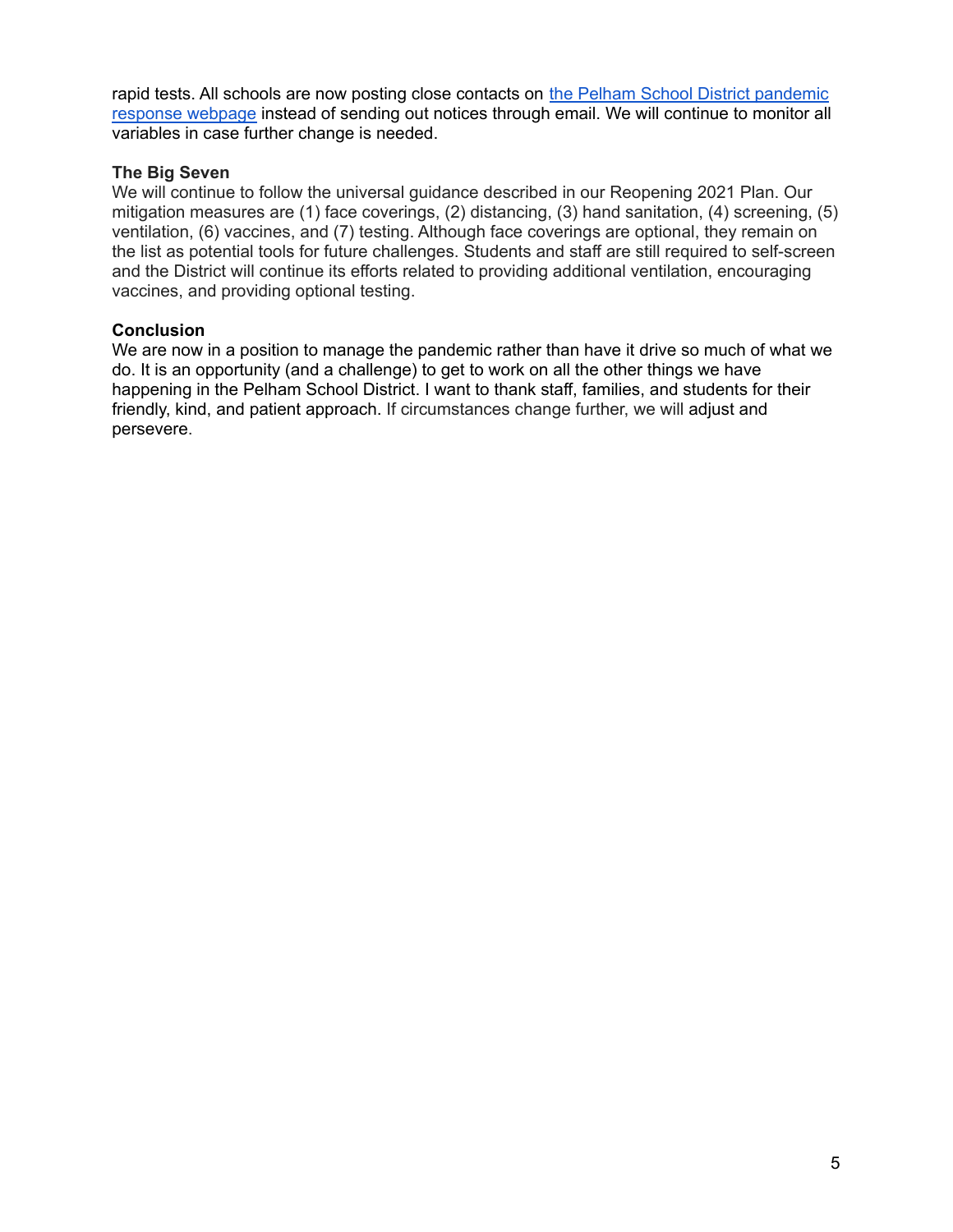rapid tests. All schools are now posting close contacts on [the Pelham School District pandemic response webpage]() instead of sending out notices through email. We will continue to monitor all variables in case further change is needed.

**The Big Seven**

We will continue to follow the universal guidance described in our Reopening 2021 Plan. Our mitigation measures are (1) face coverings, (2) distancing, (3) hand sanitation, (4) screening, (5) ventilation, (6) vaccines, and (7) testing. Although face coverings are optional, they remain on the list as potential tools for future challenges. Students and staff are still required to self-screen and the District will continue its efforts related to providing additional ventilation, encouraging vaccines, and providing optional testing.

**Conclusion**

We are now in a position to manage the pandemic rather than have it drive so much of what we do. It is an opportunity (and a challenge) to get to work on all the other things we have happening in the Pelham School District. I want to thank staff, families, and students for their friendly, kind, and patient approach. If circumstances change further, we will adjust and persevere.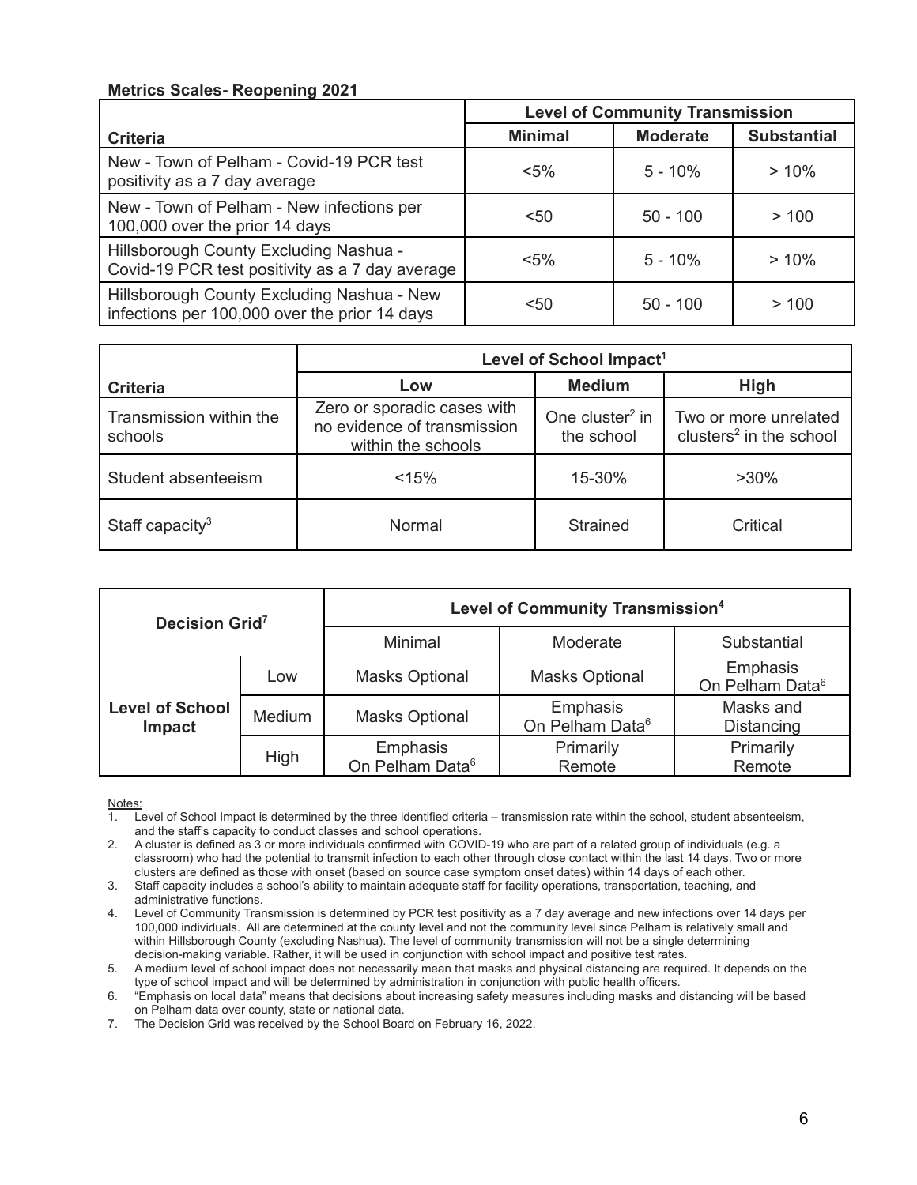**Metrics Scales- Reopening 2021**

| Criteria | Level of Community Transmission | | |
|---|---|---|---|
| | **Minimal** | **Moderate** | **Substantial** |
| New - Town of Pelham - Covid-19 PCR test positivity as a 7 day average | <5% | 5 - 10% | > 10% |
| New - Town of Pelham - New infections per 100,000 over the prior 14 days | <50 | 50 - 100 | > 100 |
| Hillsborough County Excluding Nashua - Covid-19 PCR test positivity as a 7 day average | <5% | 5 - 10% | > 10% |
| Hillsborough County Excluding Nashua - New infections per 100,000 over the prior 14 days | <50 | 50 - 100 | > 100 |

| Criteria | Level of School Impact[1] | | |
|---|---|---|---|
| | **Low** | **Medium** | **High** |
| Transmission within the schools | Zero or sporadic cases with no evidence of transmission within the schools | One cluster[2] in the school | Two or more unrelated clusters[2] in the school |
| Student absenteeism | <15% | 15-30% | >30% |
| Staff capacity[3] | Normal | Strained | Critical |

| **Decision Grid[7]** | | Level of Community Transmission[4] | | |
|---|---|---|---|---|
| | | Minimal | Moderate | Substantial |
| **Level of School Impact** | Low | Masks Optional | Masks Optional | Emphasis On Pelham Data[6] |
| | Medium | Masks Optional | Emphasis On Pelham Data[6] | Masks and Distancing |
| | High | Emphasis On Pelham Data[6] | Primarily Remote | Primarily Remote |

Notes:

1. Level of School Impact is determined by the three identified criteria – transmission rate within the school, student absenteeism, and the staff's capacity to conduct classes and school operations.
2. A cluster is defined as 3 or more individuals confirmed with COVID-19 who are part of a related group of individuals (e.g. a classroom) who had the potential to transmit infection to each other through close contact within the last 14 days. Two or more clusters are defined as those with onset (based on source case symptom onset dates) within 14 days of each other.
3. Staff capacity includes a school's ability to maintain adequate staff for facility operations, transportation, teaching, and administrative functions.
4. Level of Community Transmission is determined by PCR test positivity as a 7 day average and new infections over 14 days per 100,000 individuals. All are determined at the county level and not the community level since Pelham is relatively small and within Hillsborough County (excluding Nashua). The level of community transmission will not be a single determining decision-making variable. Rather, it will be used in conjunction with school impact and positive test rates.
5. A medium level of school impact does not necessarily mean that masks and physical distancing are required. It depends on the type of school impact and will be determined by administration in conjunction with public health officers.
6. "Emphasis on local data" means that decisions about increasing safety measures including masks and distancing will be based on Pelham data over county, state or national data.
7. The Decision Grid was received by the School Board on February 16, 2022.